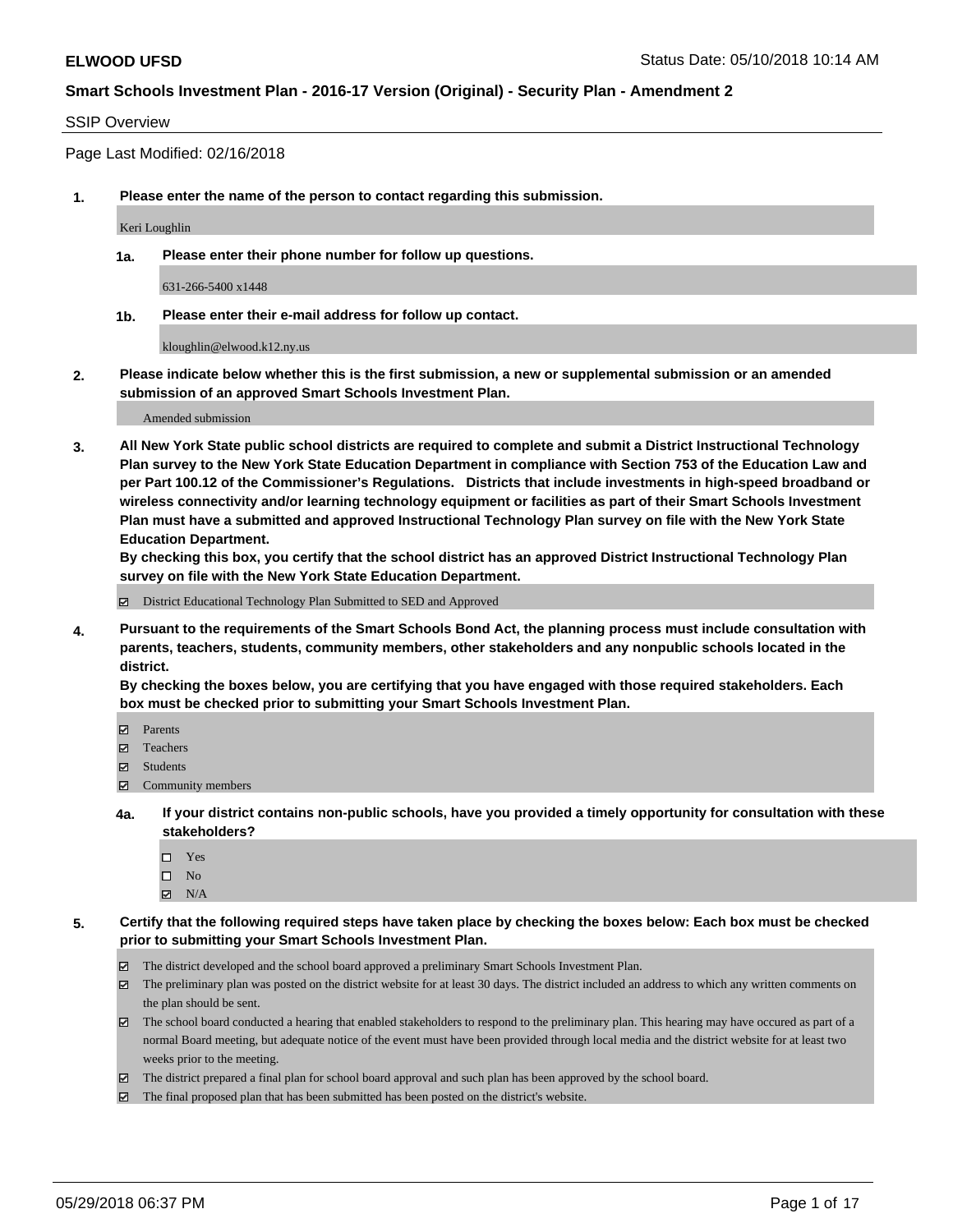**ELWOOD UFSD**

Status Date: 05/10/2018 10:14 AM

## Smart Schools Investment Plan - 2016-17 Version (Original) - Security Plan - Amendment 2

### SSIP Overview

Page Last Modified: 02/16/2018

**1. Please enter the name of the person to contact regarding this submission.**

Keri Loughlin

**1a. Please enter their phone number for follow up questions.**

631-266-5400 x1448

**1b. Please enter their e-mail address for follow up contact.**

kloughlin@elwood.k12.ny.us

**2. Please indicate below whether this is the first submission, a new or supplemental submission or an amended submission of an approved Smart Schools Investment Plan.**

Amended submission

**3. All New York State public school districts are required to complete and submit a District Instructional Technology Plan survey to the New York State Education Department in compliance with Section 753 of the Education Law and per Part 100.12 of the Commissioner's Regulations. Districts that include investments in high-speed broadband or wireless connectivity and/or learning technology equipment or facilities as part of their Smart Schools Investment Plan must have a submitted and approved Instructional Technology Plan survey on file with the New York State Education Department.**
**By checking this box, you certify that the school district has an approved District Instructional Technology Plan survey on file with the New York State Education Department.**

- [x] District Educational Technology Plan Submitted to SED and Approved

**4. Pursuant to the requirements of the Smart Schools Bond Act, the planning process must include consultation with parents, teachers, students, community members, other stakeholders and any nonpublic schools located in the district.**
**By checking the boxes below, you are certifying that you have engaged with those required stakeholders. Each box must be checked prior to submitting your Smart Schools Investment Plan.**

- [x] Parents
- [x] Teachers
- [x] Students
- [x] Community members

**4a. If your district contains non-public schools, have you provided a timely opportunity for consultation with these stakeholders?**

- [ ] Yes
- [ ] No
- [x] N/A

**5. Certify that the following required steps have taken place by checking the boxes below: Each box must be checked prior to submitting your Smart Schools Investment Plan.**

- [x] The district developed and the school board approved a preliminary Smart Schools Investment Plan.
- [x] The preliminary plan was posted on the district website for at least 30 days. The district included an address to which any written comments on the plan should be sent.
- [x] The school board conducted a hearing that enabled stakeholders to respond to the preliminary plan. This hearing may have occured as part of a normal Board meeting, but adequate notice of the event must have been provided through local media and the district website for at least two weeks prior to the meeting.
- [x] The district prepared a final plan for school board approval and such plan has been approved by the school board.
- [x] The final proposed plan that has been submitted has been posted on the district's website.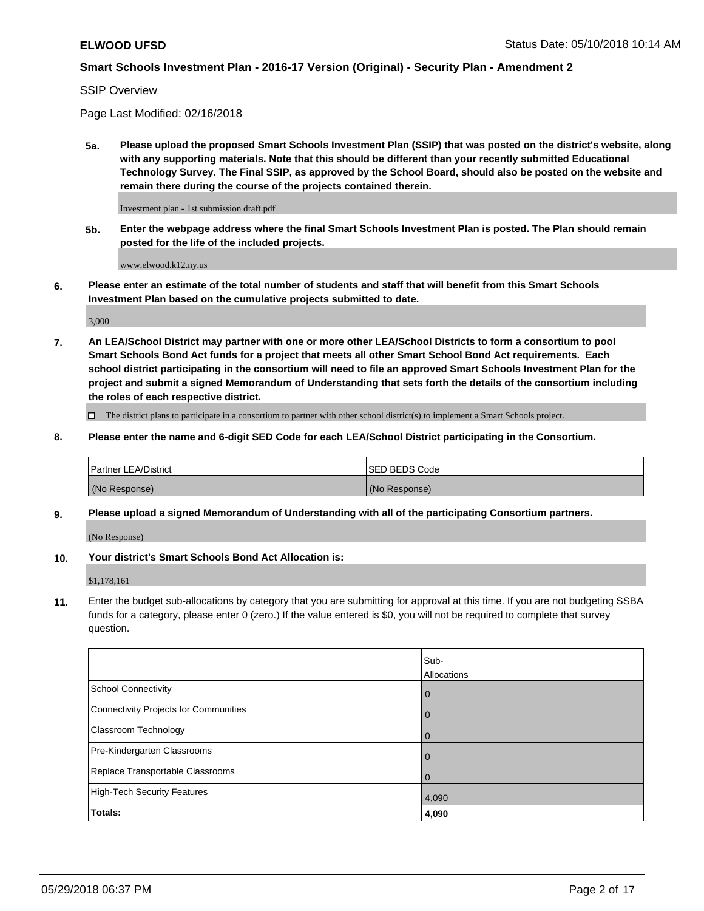SSIP Overview

Page Last Modified: 02/16/2018

**5a. Please upload the proposed Smart Schools Investment Plan (SSIP) that was posted on the district's website, along with any supporting materials. Note that this should be different than your recently submitted Educational Technology Survey. The Final SSIP, as approved by the School Board, should also be posted on the website and remain there during the course of the projects contained therein.**

Investment plan - 1st submission draft.pdf

**5b. Enter the webpage address where the final Smart Schools Investment Plan is posted. The Plan should remain posted for the life of the included projects.**

www.elwood.k12.ny.us

**6. Please enter an estimate of the total number of students and staff that will benefit from this Smart Schools Investment Plan based on the cumulative projects submitted to date.**

3,000

**7. An LEA/School District may partner with one or more other LEA/School Districts to form a consortium to pool Smart Schools Bond Act funds for a project that meets all other Smart School Bond Act requirements. Each school district participating in the consortium will need to file an approved Smart Schools Investment Plan for the project and submit a signed Memorandum of Understanding that sets forth the details of the consortium including the roles of each respective district.**

☐ The district plans to participate in a consortium to partner with other school district(s) to implement a Smart Schools project.

**8. Please enter the name and 6-digit SED Code for each LEA/School District participating in the Consortium.**

| Partner LEA/District | SED BEDS Code |
| --- | --- |
| (No Response) | (No Response) |

**9. Please upload a signed Memorandum of Understanding with all of the participating Consortium partners.**

(No Response)

**10. Your district's Smart Schools Bond Act Allocation is:**

$1,178,161

**11.** Enter the budget sub-allocations by category that you are submitting for approval at this time. If you are not budgeting SSBA funds for a category, please enter 0 (zero.) If the value entered is $0, you will not be required to complete that survey question.

| | Sub-Allocations |
| --- | --- |
| School Connectivity | 0 |
| Connectivity Projects for Communities | 0 |
| Classroom Technology | 0 |
| Pre-Kindergarten Classrooms | 0 |
| Replace Transportable Classrooms | 0 |
| High-Tech Security Features | 4,090 |
| **Totals:** | **4,090** |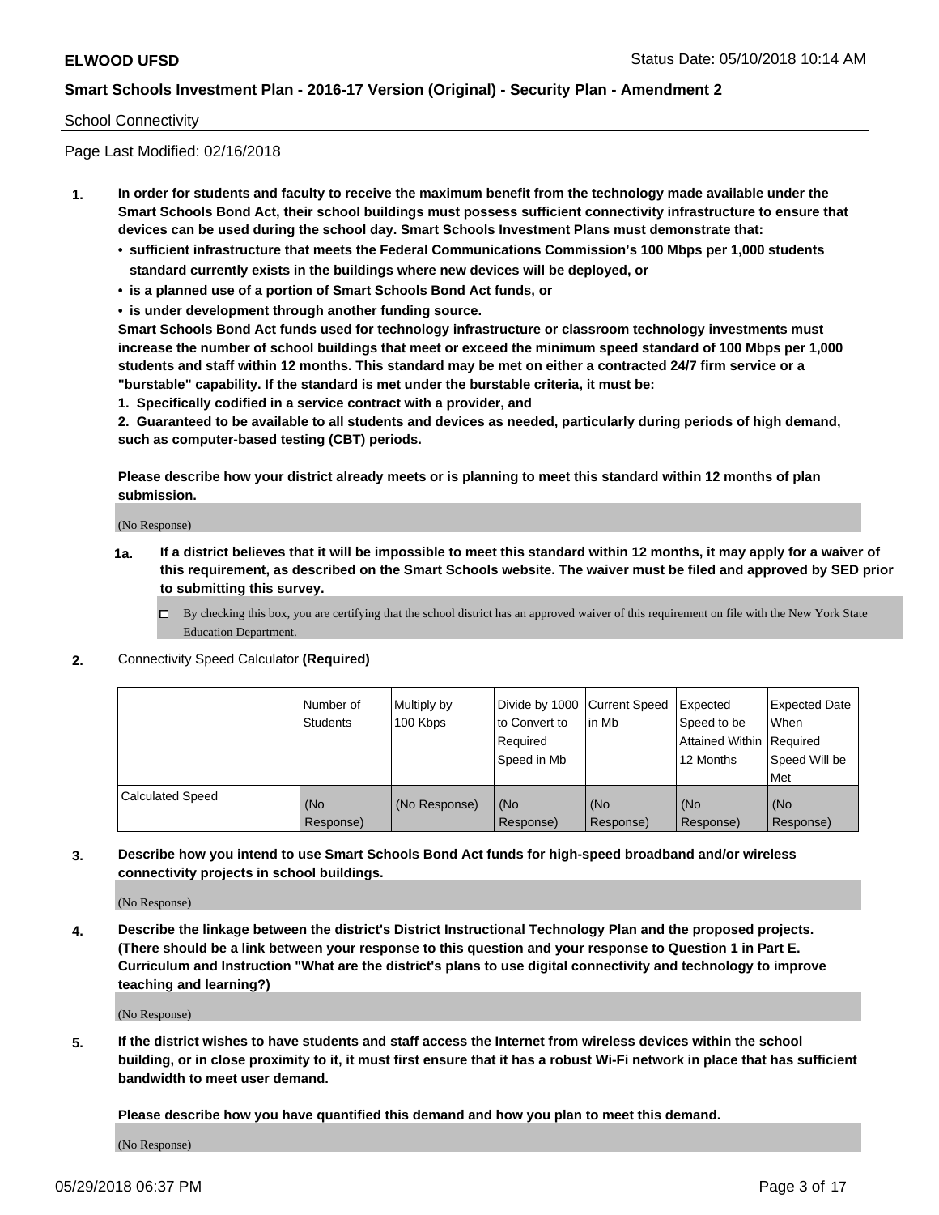School Connectivity

Page Last Modified: 02/16/2018

**1. In order for students and faculty to receive the maximum benefit from the technology made available under the Smart Schools Bond Act, their school buildings must possess sufficient connectivity infrastructure to ensure that devices can be used during the school day. Smart Schools Investment Plans must demonstrate that:**

- **sufficient infrastructure that meets the Federal Communications Commission's 100 Mbps per 1,000 students standard currently exists in the buildings where new devices will be deployed, or**
- **is a planned use of a portion of Smart Schools Bond Act funds, or**
- **is under development through another funding source.**

**Smart Schools Bond Act funds used for technology infrastructure or classroom technology investments must increase the number of school buildings that meet or exceed the minimum speed standard of 100 Mbps per 1,000 students and staff within 12 months. This standard may be met on either a contracted 24/7 firm service or a "burstable" capability. If the standard is met under the burstable criteria, it must be:**

**1. Specifically codified in a service contract with a provider, and**

**2. Guaranteed to be available to all students and devices as needed, particularly during periods of high demand, such as computer-based testing (CBT) periods.**

**Please describe how your district already meets or is planning to meet this standard within 12 months of plan submission.**

(No Response)

**1a. If a district believes that it will be impossible to meet this standard within 12 months, it may apply for a waiver of this requirement, as described on the Smart Schools website. The waiver must be filed and approved by SED prior to submitting this survey.**

☐ By checking this box, you are certifying that the school district has an approved waiver of this requirement on file with the New York State Education Department.

**2.** Connectivity Speed Calculator **(Required)**

| | Number of Students | Multiply by 100 Kbps | Divide by 1000 to Convert to Required Speed in Mb | Current Speed in Mb | Expected Speed to be Attained Within 12 Months | Expected Date When Required Speed Will be Met |
|---|---|---|---|---|---|---|
| Calculated Speed | (No Response) | (No Response) | (No Response) | (No Response) | (No Response) | (No Response) |

**3. Describe how you intend to use Smart Schools Bond Act funds for high-speed broadband and/or wireless connectivity projects in school buildings.**

(No Response)

**4. Describe the linkage between the district's District Instructional Technology Plan and the proposed projects. (There should be a link between your response to this question and your response to Question 1 in Part E. Curriculum and Instruction "What are the district's plans to use digital connectivity and technology to improve teaching and learning?)**

(No Response)

**5. If the district wishes to have students and staff access the Internet from wireless devices within the school building, or in close proximity to it, it must first ensure that it has a robust Wi-Fi network in place that has sufficient bandwidth to meet user demand.**

**Please describe how you have quantified this demand and how you plan to meet this demand.**

(No Response)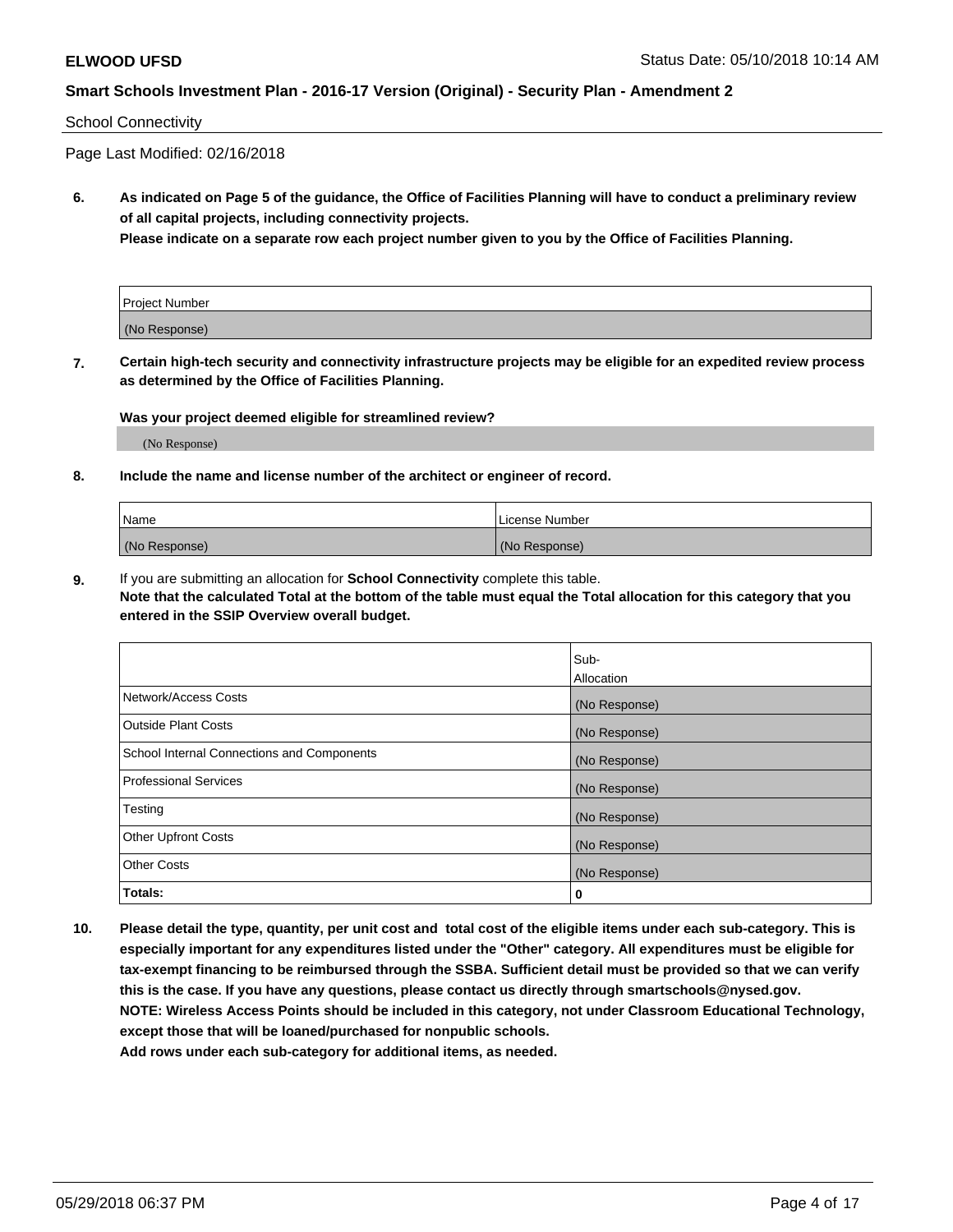School Connectivity

Page Last Modified: 02/16/2018

**6. As indicated on Page 5 of the guidance, the Office of Facilities Planning will have to conduct a preliminary review of all capital projects, including connectivity projects.**
**Please indicate on a separate row each project number given to you by the Office of Facilities Planning.**

| Project Number |
| --- |
| (No Response) |

**7. Certain high-tech security and connectivity infrastructure projects may be eligible for an expedited review process as determined by the Office of Facilities Planning.**

**Was your project deemed eligible for streamlined review?**

(No Response)

**8. Include the name and license number of the architect or engineer of record.**

| Name | License Number |
| --- | --- |
| (No Response) | (No Response) |

**9.** If you are submitting an allocation for **School Connectivity** complete this table.
**Note that the calculated Total at the bottom of the table must equal the Total allocation for this category that you entered in the SSIP Overview overall budget.**

| | Sub-Allocation |
| --- | --- |
| Network/Access Costs | (No Response) |
| Outside Plant Costs | (No Response) |
| School Internal Connections and Components | (No Response) |
| Professional Services | (No Response) |
| Testing | (No Response) |
| Other Upfront Costs | (No Response) |
| Other Costs | (No Response) |
| **Totals:** | **0** |

**10. Please detail the type, quantity, per unit cost and total cost of the eligible items under each sub-category. This is especially important for any expenditures listed under the "Other" category. All expenditures must be eligible for tax-exempt financing to be reimbursed through the SSBA. Sufficient detail must be provided so that we can verify this is the case. If you have any questions, please contact us directly through smartschools@nysed.gov.**
**NOTE: Wireless Access Points should be included in this category, not under Classroom Educational Technology, except those that will be loaned/purchased for nonpublic schools.**
**Add rows under each sub-category for additional items, as needed.**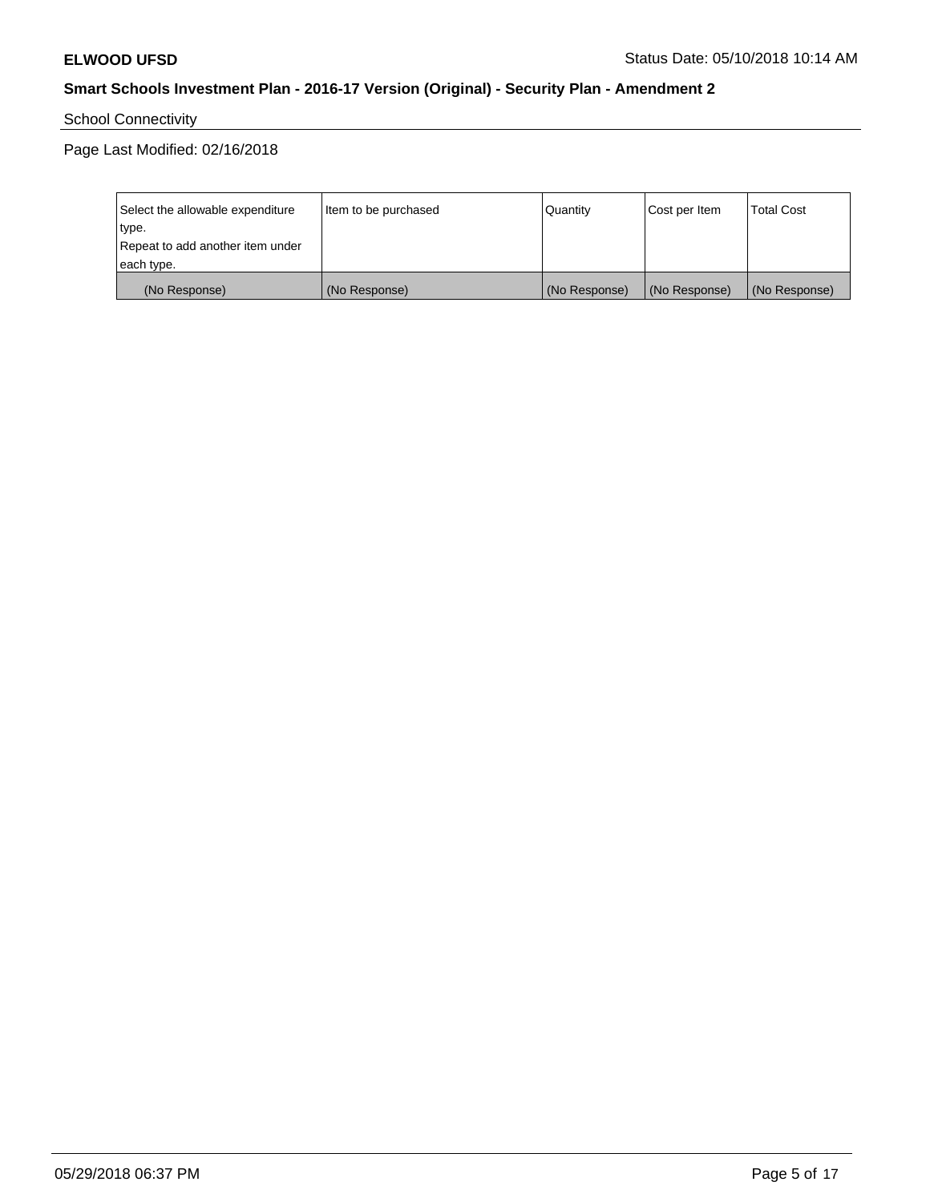School Connectivity

Page Last Modified: 02/16/2018

| Select the allowable expenditure type. Repeat to add another item under each type. | Item to be purchased | Quantity | Cost per Item | Total Cost |
|---|---|---|---|---|
| (No Response) | (No Response) | (No Response) | (No Response) | (No Response) |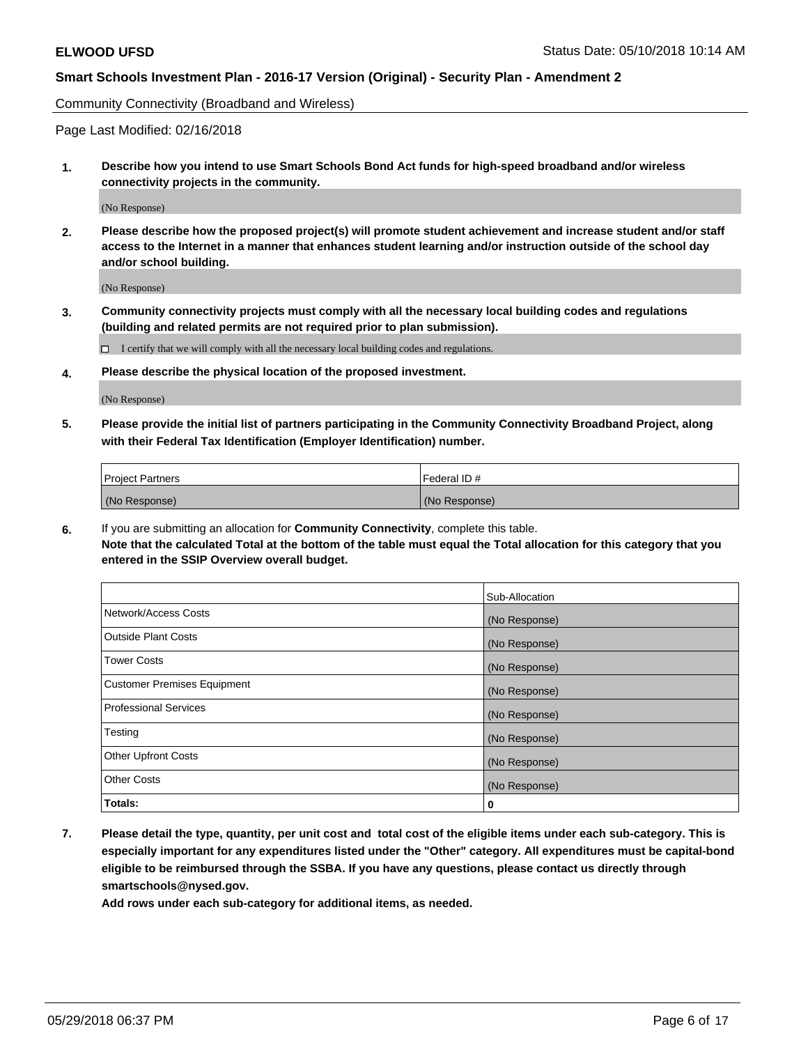Community Connectivity (Broadband and Wireless)

Page Last Modified: 02/16/2018

**1. Describe how you intend to use Smart Schools Bond Act funds for high-speed broadband and/or wireless connectivity projects in the community.**

(No Response)

**2. Please describe how the proposed project(s) will promote student achievement and increase student and/or staff access to the Internet in a manner that enhances student learning and/or instruction outside of the school day and/or school building.**

(No Response)

**3. Community connectivity projects must comply with all the necessary local building codes and regulations (building and related permits are not required prior to plan submission).**

☐ I certify that we will comply with all the necessary local building codes and regulations.

**4. Please describe the physical location of the proposed investment.**

(No Response)

**5. Please provide the initial list of partners participating in the Community Connectivity Broadband Project, along with their Federal Tax Identification (Employer Identification) number.**

| Project Partners | Federal ID # |
|---|---|
| (No Response) | (No Response) |

**6.** If you are submitting an allocation for **Community Connectivity**, complete this table.
**Note that the calculated Total at the bottom of the table must equal the Total allocation for this category that you entered in the SSIP Overview overall budget.**

| | Sub-Allocation |
|---|---|
| Network/Access Costs | (No Response) |
| Outside Plant Costs | (No Response) |
| Tower Costs | (No Response) |
| Customer Premises Equipment | (No Response) |
| Professional Services | (No Response) |
| Testing | (No Response) |
| Other Upfront Costs | (No Response) |
| Other Costs | (No Response) |
| **Totals:** | **0** |

**7. Please detail the type, quantity, per unit cost and total cost of the eligible items under each sub-category. This is especially important for any expenditures listed under the "Other" category. All expenditures must be capital-bond eligible to be reimbursed through the SSBA. If you have any questions, please contact us directly through smartschools@nysed.gov.**

**Add rows under each sub-category for additional items, as needed.**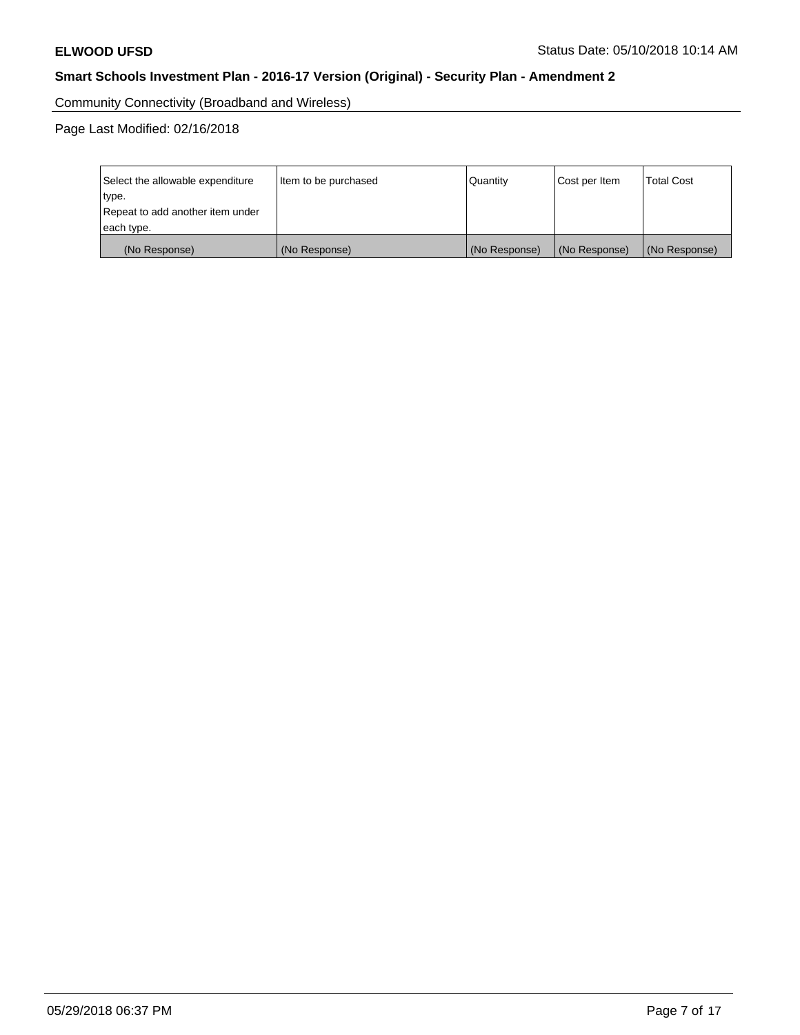Community Connectivity (Broadband and Wireless)

Page Last Modified: 02/16/2018

| Select the allowable expenditure type. Repeat to add another item under each type. | Item to be purchased | Quantity | Cost per Item | Total Cost |
|---|---|---|---|---|
| (No Response) | (No Response) | (No Response) | (No Response) | (No Response) |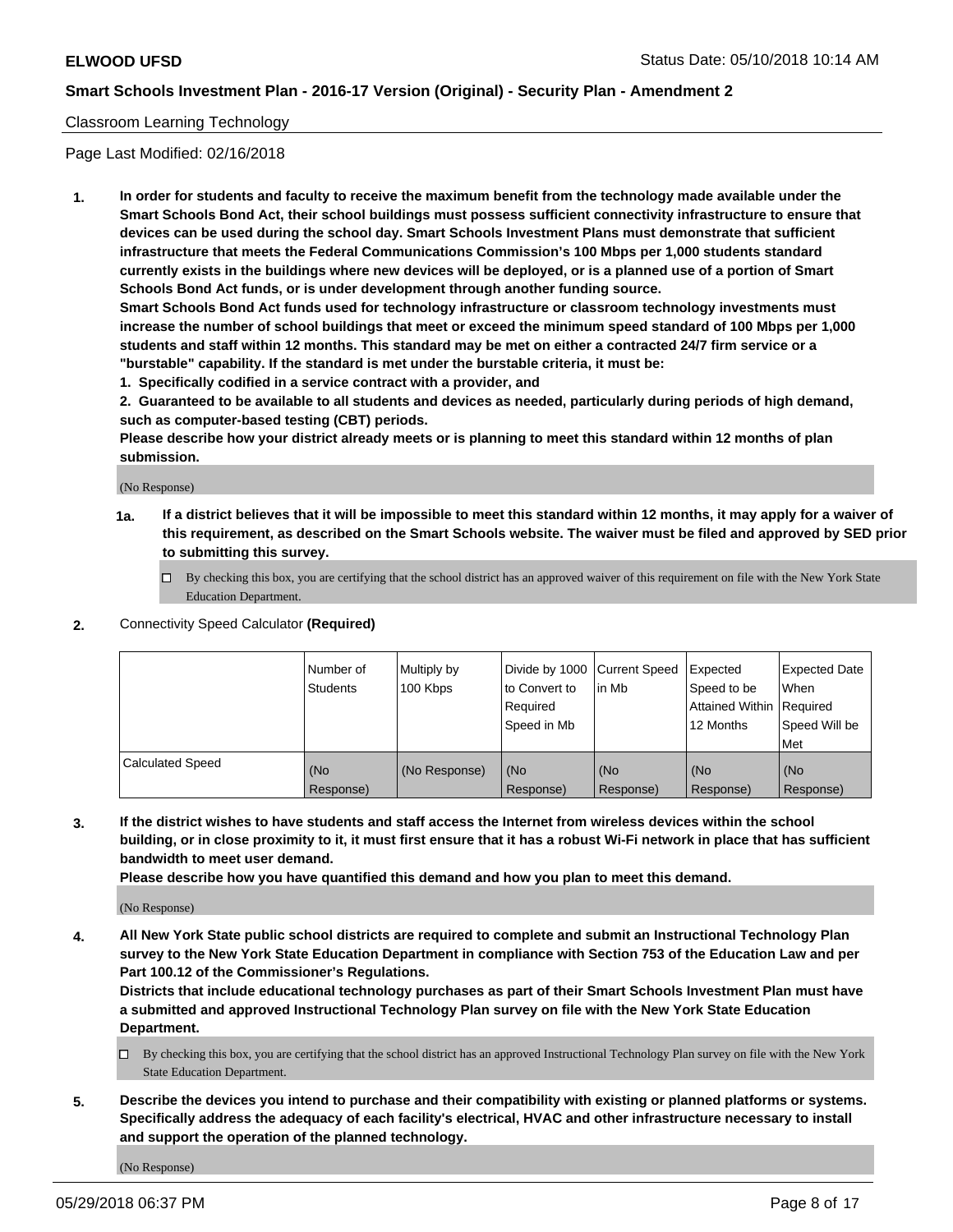Classroom Learning Technology

Page Last Modified: 02/16/2018

**1. In order for students and faculty to receive the maximum benefit from the technology made available under the Smart Schools Bond Act, their school buildings must possess sufficient connectivity infrastructure to ensure that devices can be used during the school day. Smart Schools Investment Plans must demonstrate that sufficient infrastructure that meets the Federal Communications Commission's 100 Mbps per 1,000 students standard currently exists in the buildings where new devices will be deployed, or is a planned use of a portion of Smart Schools Bond Act funds, or is under development through another funding source.**

**Smart Schools Bond Act funds used for technology infrastructure or classroom technology investments must increase the number of school buildings that meet or exceed the minimum speed standard of 100 Mbps per 1,000 students and staff within 12 months. This standard may be met on either a contracted 24/7 firm service or a "burstable" capability. If the standard is met under the burstable criteria, it must be:**

**1. Specifically codified in a service contract with a provider, and**

**2. Guaranteed to be available to all students and devices as needed, particularly during periods of high demand, such as computer-based testing (CBT) periods.**

**Please describe how your district already meets or is planning to meet this standard within 12 months of plan submission.**

(No Response)

**1a. If a district believes that it will be impossible to meet this standard within 12 months, it may apply for a waiver of this requirement, as described on the Smart Schools website. The waiver must be filed and approved by SED prior to submitting this survey.**

☐ By checking this box, you are certifying that the school district has an approved waiver of this requirement on file with the New York State Education Department.

**2.** Connectivity Speed Calculator **(Required)**

| | Number of Students | Multiply by 100 Kbps | Divide by 1000 to Convert to Required Speed in Mb | Current Speed in Mb | Expected Speed to be Attained Within 12 Months | Expected Date When Required Speed Will be Met |
|---|---|---|---|---|---|---|
| Calculated Speed | (No Response) | (No Response) | (No Response) | (No Response) | (No Response) | (No Response) |

**3. If the district wishes to have students and staff access the Internet from wireless devices within the school building, or in close proximity to it, it must first ensure that it has a robust Wi-Fi network in place that has sufficient bandwidth to meet user demand.**

**Please describe how you have quantified this demand and how you plan to meet this demand.**

(No Response)

**4. All New York State public school districts are required to complete and submit an Instructional Technology Plan survey to the New York State Education Department in compliance with Section 753 of the Education Law and per Part 100.12 of the Commissioner's Regulations.**

**Districts that include educational technology purchases as part of their Smart Schools Investment Plan must have a submitted and approved Instructional Technology Plan survey on file with the New York State Education Department.**

☐ By checking this box, you are certifying that the school district has an approved Instructional Technology Plan survey on file with the New York State Education Department.

**5. Describe the devices you intend to purchase and their compatibility with existing or planned platforms or systems. Specifically address the adequacy of each facility's electrical, HVAC and other infrastructure necessary to install and support the operation of the planned technology.**

(No Response)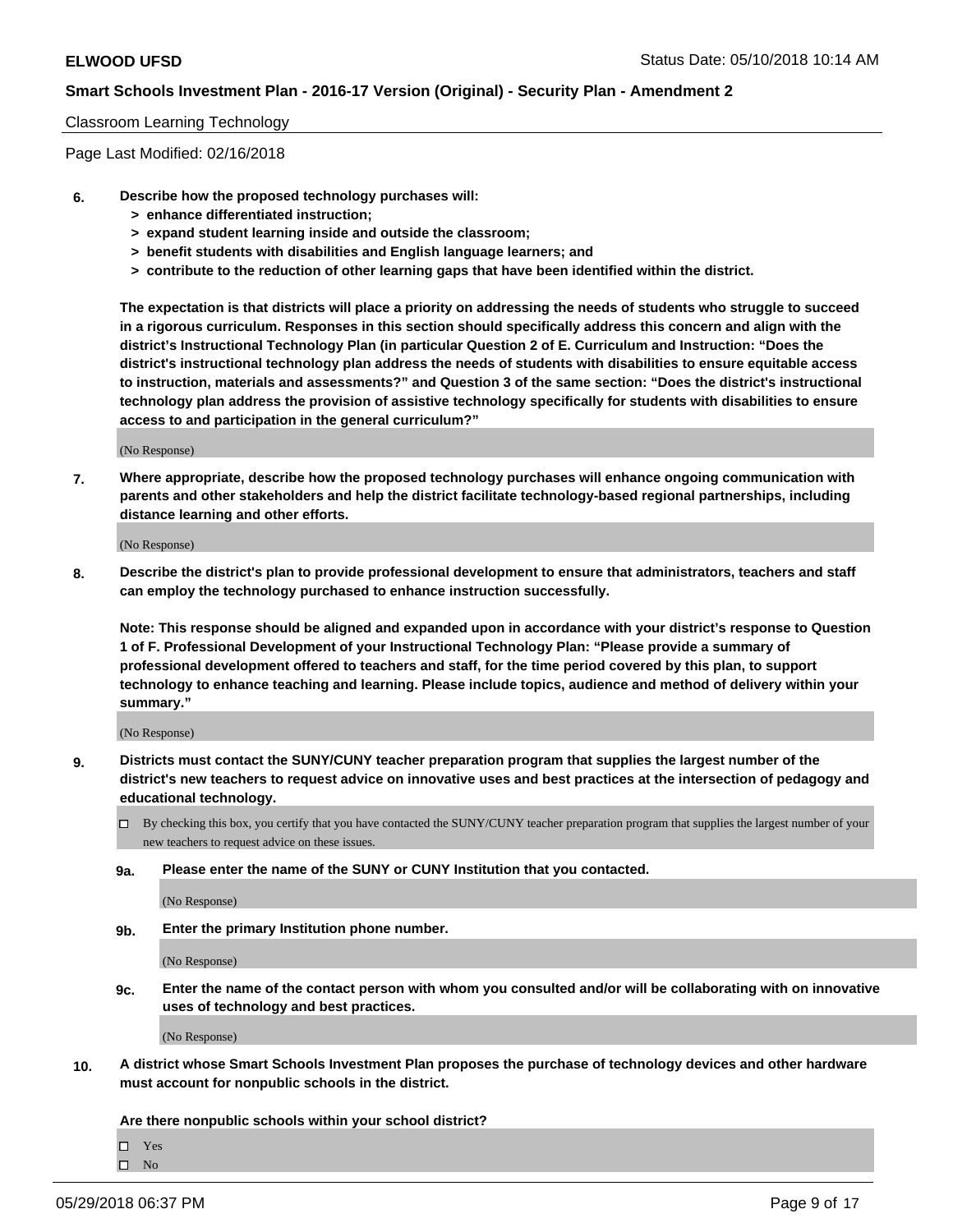Classroom Learning Technology

Page Last Modified: 02/16/2018

**6. Describe how the proposed technology purchases will:**
- **> enhance differentiated instruction;**
- **> expand student learning inside and outside the classroom;**
- **> benefit students with disabilities and English language learners; and**
- **> contribute to the reduction of other learning gaps that have been identified within the district.**

**The expectation is that districts will place a priority on addressing the needs of students who struggle to succeed in a rigorous curriculum. Responses in this section should specifically address this concern and align with the district's Instructional Technology Plan (in particular Question 2 of E. Curriculum and Instruction: "Does the district's instructional technology plan address the needs of students with disabilities to ensure equitable access to instruction, materials and assessments?" and Question 3 of the same section: "Does the district's instructional technology plan address the provision of assistive technology specifically for students with disabilities to ensure access to and participation in the general curriculum?"**

(No Response)

**7. Where appropriate, describe how the proposed technology purchases will enhance ongoing communication with parents and other stakeholders and help the district facilitate technology-based regional partnerships, including distance learning and other efforts.**

(No Response)

**8. Describe the district's plan to provide professional development to ensure that administrators, teachers and staff can employ the technology purchased to enhance instruction successfully.**

**Note: This response should be aligned and expanded upon in accordance with your district's response to Question 1 of F. Professional Development of your Instructional Technology Plan: "Please provide a summary of professional development offered to teachers and staff, for the time period covered by this plan, to support technology to enhance teaching and learning. Please include topics, audience and method of delivery within your summary."**

(No Response)

**9. Districts must contact the SUNY/CUNY teacher preparation program that supplies the largest number of the district's new teachers to request advice on innovative uses and best practices at the intersection of pedagogy and educational technology.**

☐ By checking this box, you certify that you have contacted the SUNY/CUNY teacher preparation program that supplies the largest number of your new teachers to request advice on these issues.

**9a. Please enter the name of the SUNY or CUNY Institution that you contacted.**

(No Response)

**9b. Enter the primary Institution phone number.**

(No Response)

**9c. Enter the name of the contact person with whom you consulted and/or will be collaborating with on innovative uses of technology and best practices.**

(No Response)

**10. A district whose Smart Schools Investment Plan proposes the purchase of technology devices and other hardware must account for nonpublic schools in the district.**

**Are there nonpublic schools within your school district?**

☐ Yes
☐ No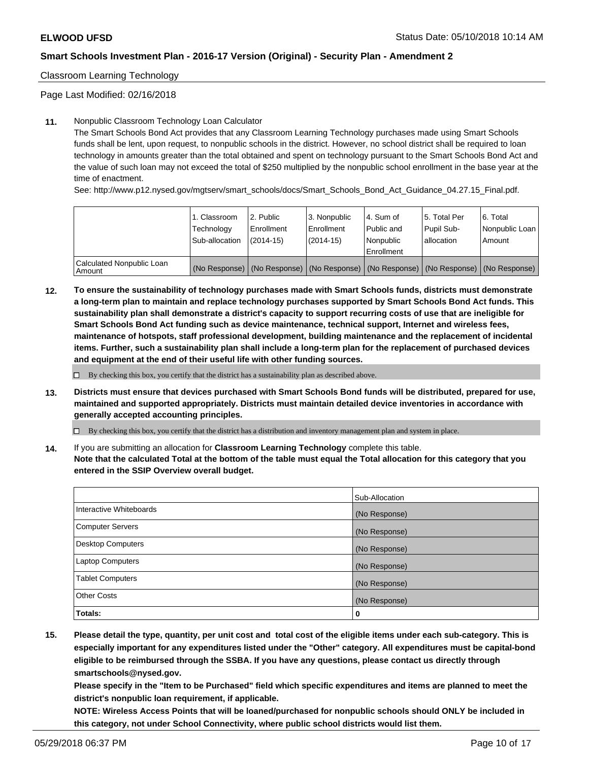Classroom Learning Technology

Page Last Modified: 02/16/2018

**11.** Nonpublic Classroom Technology Loan Calculator

The Smart Schools Bond Act provides that any Classroom Learning Technology purchases made using Smart Schools funds shall be lent, upon request, to nonpublic schools in the district. However, no school district shall be required to loan technology in amounts greater than the total obtained and spent on technology pursuant to the Smart Schools Bond Act and the value of such loan may not exceed the total of $250 multiplied by the nonpublic school enrollment in the base year at the time of enactment.

See: http://www.p12.nysed.gov/mgtserv/smart_schools/docs/Smart_Schools_Bond_Act_Guidance_04.27.15_Final.pdf.

| | 1. Classroom Technology Sub-allocation | 2. Public Enrollment (2014-15) | 3. Nonpublic Enrollment (2014-15) | 4. Sum of Public and Nonpublic Enrollment | 5. Total Per Pupil Sub-allocation | 6. Total Nonpublic Loan Amount |
|---|---|---|---|---|---|---|
| Calculated Nonpublic Loan Amount | (No Response) | (No Response) | (No Response) | (No Response) | (No Response) | (No Response) |

**12.** **To ensure the sustainability of technology purchases made with Smart Schools funds, districts must demonstrate a long-term plan to maintain and replace technology purchases supported by Smart Schools Bond Act funds. This sustainability plan shall demonstrate a district's capacity to support recurring costs of use that are ineligible for Smart Schools Bond Act funding such as device maintenance, technical support, Internet and wireless fees, maintenance of hotspots, staff professional development, building maintenance and the replacement of incidental items. Further, such a sustainability plan shall include a long-term plan for the replacement of purchased devices and equipment at the end of their useful life with other funding sources.**

☐ By checking this box, you certify that the district has a sustainability plan as described above.

**13.** **Districts must ensure that devices purchased with Smart Schools Bond funds will be distributed, prepared for use, maintained and supported appropriately. Districts must maintain detailed device inventories in accordance with generally accepted accounting principles.**

☐ By checking this box, you certify that the district has a distribution and inventory management plan and system in place.

**14.** If you are submitting an allocation for **Classroom Learning Technology** complete this table.
**Note that the calculated Total at the bottom of the table must equal the Total allocation for this category that you entered in the SSIP Overview overall budget.**

| | Sub-Allocation |
|---|---|
| Interactive Whiteboards | (No Response) |
| Computer Servers | (No Response) |
| Desktop Computers | (No Response) |
| Laptop Computers | (No Response) |
| Tablet Computers | (No Response) |
| Other Costs | (No Response) |
| **Totals:** | **0** |

**15.** **Please detail the type, quantity, per unit cost and total cost of the eligible items under each sub-category. This is especially important for any expenditures listed under the "Other" category. All expenditures must be capital-bond eligible to be reimbursed through the SSBA. If you have any questions, please contact us directly through smartschools@nysed.gov.**

**Please specify in the "Item to be Purchased" field which specific expenditures and items are planned to meet the district's nonpublic loan requirement, if applicable.**

**NOTE: Wireless Access Points that will be loaned/purchased for nonpublic schools should ONLY be included in this category, not under School Connectivity, where public school districts would list them.**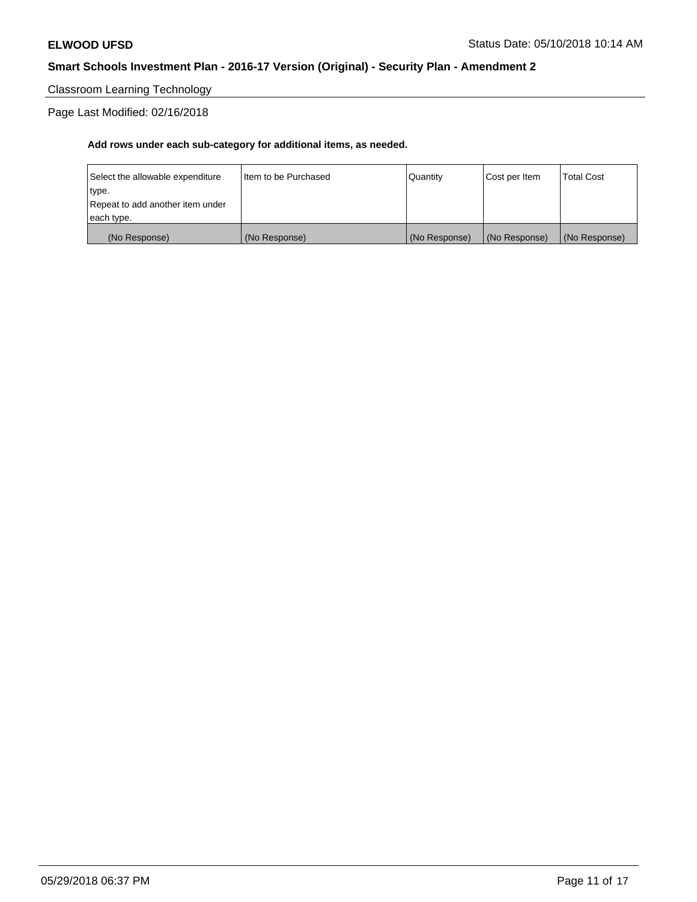Classroom Learning Technology

Page Last Modified: 02/16/2018

**Add rows under each sub-category for additional items, as needed.**

| Select the allowable expenditure type. Repeat to add another item under each type. | Item to be Purchased | Quantity | Cost per Item | Total Cost |
|---|---|---|---|---|
| (No Response) | (No Response) | (No Response) | (No Response) | (No Response) |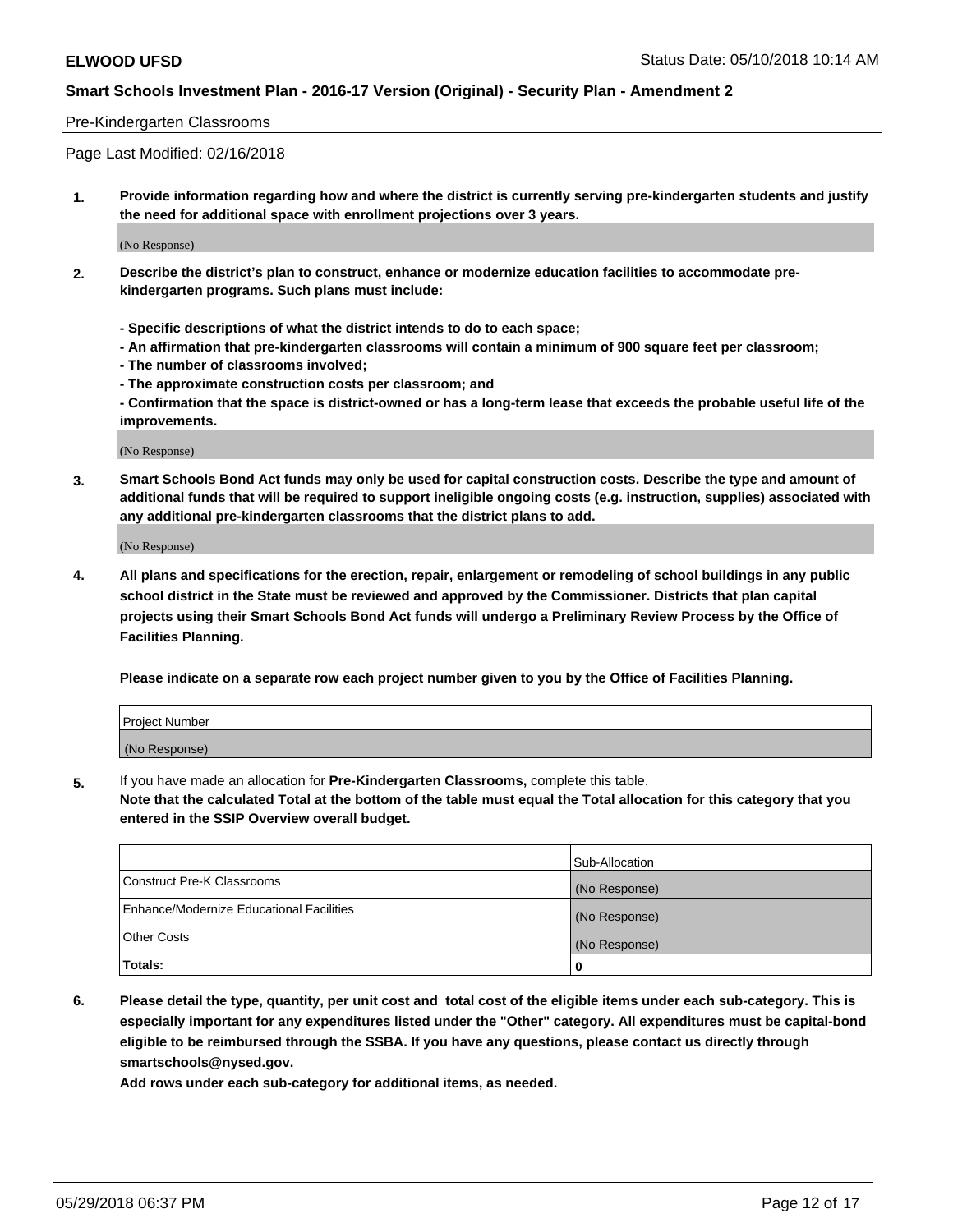Pre-Kindergarten Classrooms

Page Last Modified: 02/16/2018

**1. Provide information regarding how and where the district is currently serving pre-kindergarten students and justify the need for additional space with enrollment projections over 3 years.**

(No Response)

**2. Describe the district's plan to construct, enhance or modernize education facilities to accommodate pre-kindergarten programs. Such plans must include:**

**- Specific descriptions of what the district intends to do to each space;**
**- An affirmation that pre-kindergarten classrooms will contain a minimum of 900 square feet per classroom;**
**- The number of classrooms involved;**
**- The approximate construction costs per classroom; and**
**- Confirmation that the space is district-owned or has a long-term lease that exceeds the probable useful life of the improvements.**

(No Response)

**3. Smart Schools Bond Act funds may only be used for capital construction costs. Describe the type and amount of additional funds that will be required to support ineligible ongoing costs (e.g. instruction, supplies) associated with any additional pre-kindergarten classrooms that the district plans to add.**

(No Response)

**4. All plans and specifications for the erection, repair, enlargement or remodeling of school buildings in any public school district in the State must be reviewed and approved by the Commissioner. Districts that plan capital projects using their Smart Schools Bond Act funds will undergo a Preliminary Review Process by the Office of Facilities Planning.**

**Please indicate on a separate row each project number given to you by the Office of Facilities Planning.**

| Project Number |
| --- |
| (No Response) |

5. If you have made an allocation for **Pre-Kindergarten Classrooms,** complete this table.
**Note that the calculated Total at the bottom of the table must equal the Total allocation for this category that you entered in the SSIP Overview overall budget.**

| | Sub-Allocation |
| --- | --- |
| Construct Pre-K Classrooms | (No Response) |
| Enhance/Modernize Educational Facilities | (No Response) |
| Other Costs | (No Response) |
| **Totals:** | **0** |

**6. Please detail the type, quantity, per unit cost and total cost of the eligible items under each sub-category. This is especially important for any expenditures listed under the "Other" category. All expenditures must be capital-bond eligible to be reimbursed through the SSBA. If you have any questions, please contact us directly through smartschools@nysed.gov.**

**Add rows under each sub-category for additional items, as needed.**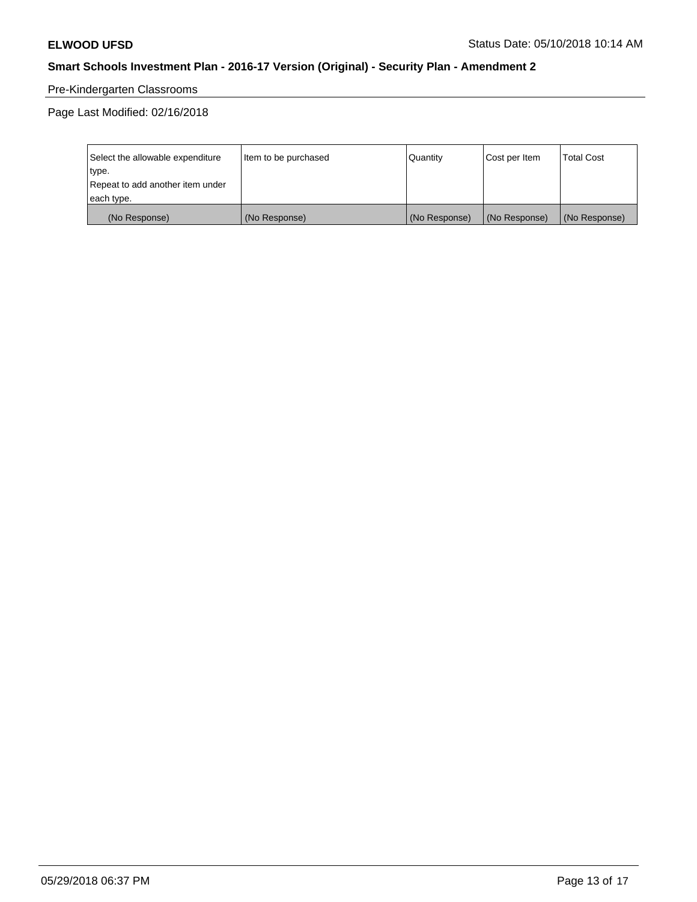Pre-Kindergarten Classrooms

Page Last Modified: 02/16/2018

| Select the allowable expenditure type.<br>Repeat to add another item under each type. | Item to be purchased | Quantity | Cost per Item | Total Cost |
|---|---|---|---|---|
| (No Response) | (No Response) | (No Response) | (No Response) | (No Response) |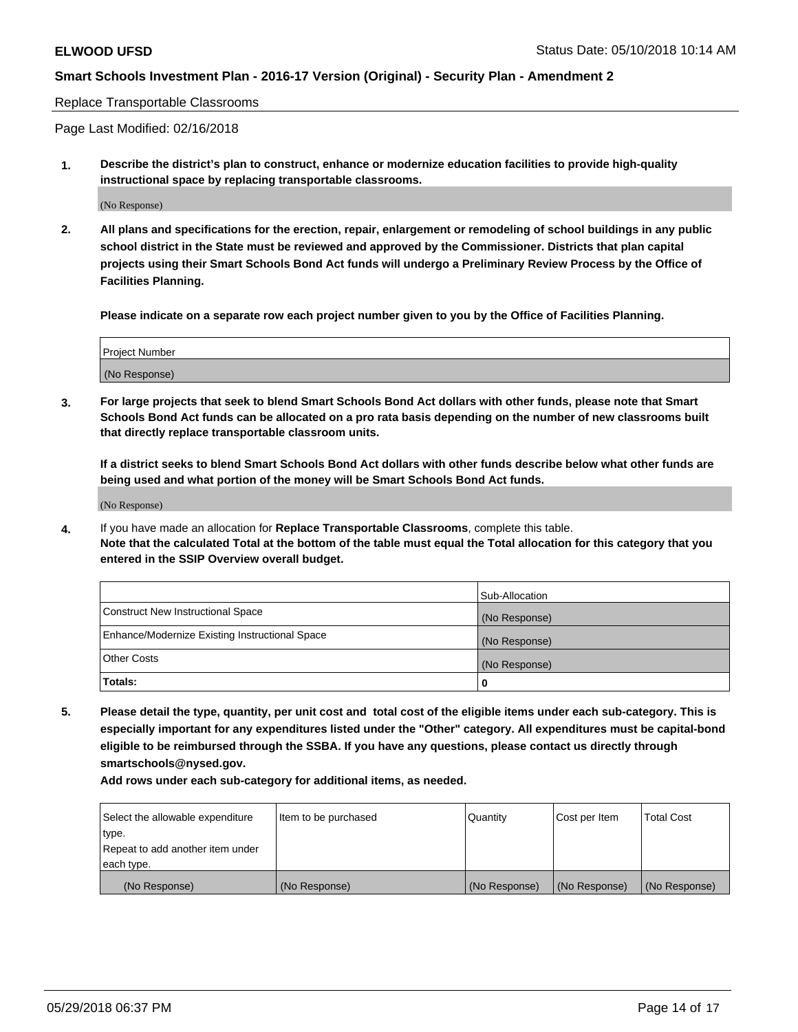**ELWOOD UFSD** Status Date: 05/10/2018 10:14 AM

**Smart Schools Investment Plan - 2016-17 Version (Original) - Security Plan - Amendment 2**

Replace Transportable Classrooms

Page Last Modified: 02/16/2018

1. **Describe the district's plan to construct, enhance or modernize education facilities to provide high-quality instructional space by replacing transportable classrooms.**

   (No Response)

2. **All plans and specifications for the erection, repair, enlargement or remodeling of school buildings in any public school district in the State must be reviewed and approved by the Commissioner. Districts that plan capital projects using their Smart Schools Bond Act funds will undergo a Preliminary Review Process by the Office of Facilities Planning.**

   **Please indicate on a separate row each project number given to you by the Office of Facilities Planning.**

| Project Number |
| --- |
| (No Response) |

3. **For large projects that seek to blend Smart Schools Bond Act dollars with other funds, please note that Smart Schools Bond Act funds can be allocated on a pro rata basis depending on the number of new classrooms built that directly replace transportable classroom units.**

   **If a district seeks to blend Smart Schools Bond Act dollars with other funds describe below what other funds are being used and what portion of the money will be Smart Schools Bond Act funds.**

   (No Response)

4. If you have made an allocation for **Replace Transportable Classrooms**, complete this table.
   **Note that the calculated Total at the bottom of the table must equal the Total allocation for this category that you entered in the SSIP Overview overall budget.**

| | Sub-Allocation |
| --- | --- |
| Construct New Instructional Space | (No Response) |
| Enhance/Modernize Existing Instructional Space | (No Response) |
| Other Costs | (No Response) |
| **Totals:** | **0** |

5. **Please detail the type, quantity, per unit cost and total cost of the eligible items under each sub-category. This is especially important for any expenditures listed under the "Other" category. All expenditures must be capital-bond eligible to be reimbursed through the SSBA. If you have any questions, please contact us directly through smartschools@nysed.gov.**

   **Add rows under each sub-category for additional items, as needed.**

| Select the allowable expenditure type. Repeat to add another item under each type. | Item to be purchased | Quantity | Cost per Item | Total Cost |
| --- | --- | --- | --- | --- |
| (No Response) | (No Response) | (No Response) | (No Response) | (No Response) |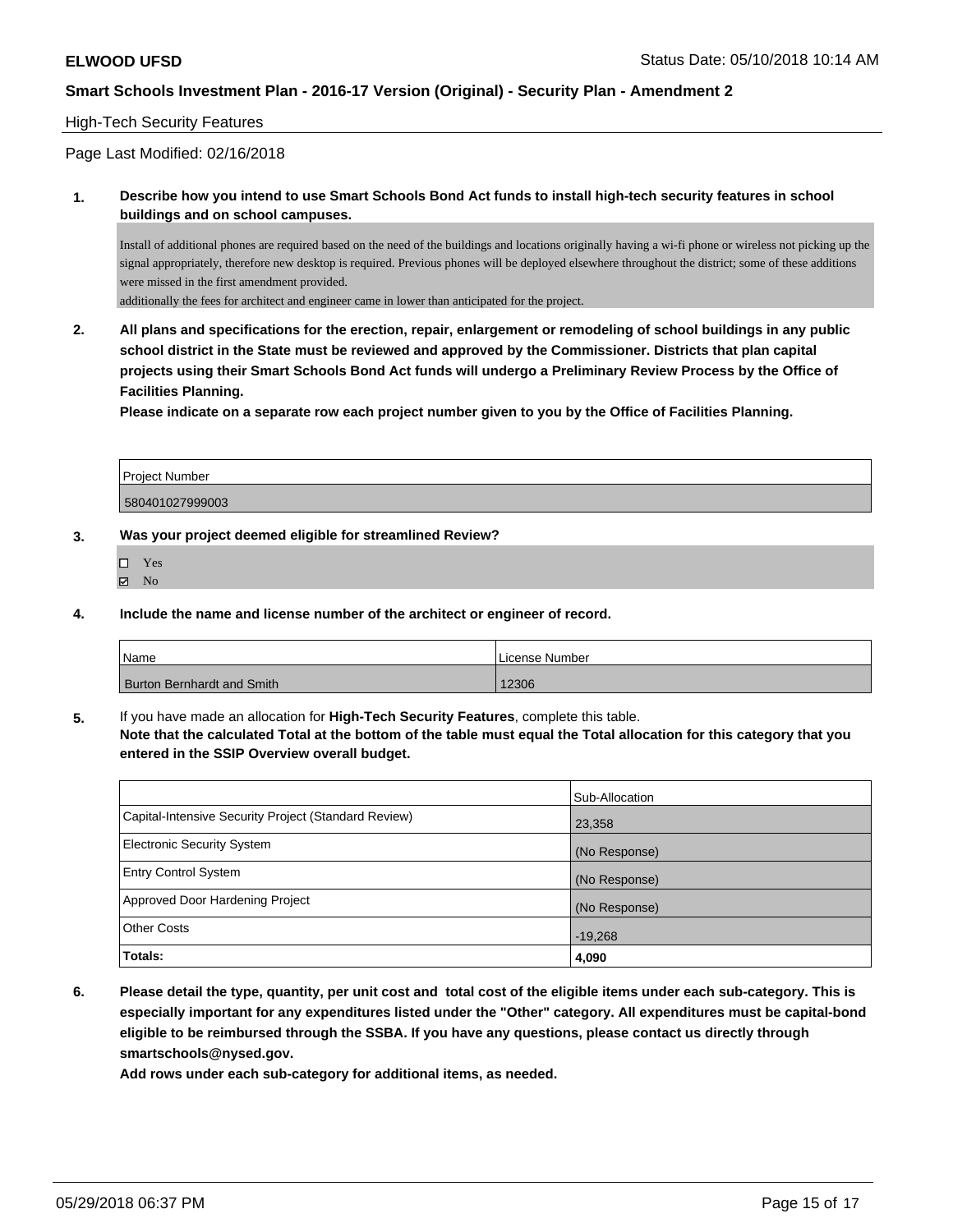## High-Tech Security Features

Page Last Modified: 02/16/2018

**1. Describe how you intend to use Smart Schools Bond Act funds to install high-tech security features in school buildings and on school campuses.**

Install of additional phones are required based on the need of the buildings and locations originally having a wi-fi phone or wireless not picking up the signal appropriately, therefore new desktop is required. Previous phones will be deployed elsewhere throughout the district; some of these additions were missed in the first amendment provided.
additionally the fees for architect and engineer came in lower than anticipated for the project.

**2. All plans and specifications for the erection, repair, enlargement or remodeling of school buildings in any public school district in the State must be reviewed and approved by the Commissioner. Districts that plan capital projects using their Smart Schools Bond Act funds will undergo a Preliminary Review Process by the Office of Facilities Planning.**

**Please indicate on a separate row each project number given to you by the Office of Facilities Planning.**

| Project Number |
|---|
| 580401027999003 |

**3. Was your project deemed eligible for streamlined Review?**

- ☐ Yes
- ☑ No

**4. Include the name and license number of the architect or engineer of record.**

| Name | License Number |
|---|---|
| Burton Bernhardt and Smith | 12306 |

**5.** If you have made an allocation for **High-Tech Security Features**, complete this table.
**Note that the calculated Total at the bottom of the table must equal the Total allocation for this category that you entered in the SSIP Overview overall budget.**

| | Sub-Allocation |
|---|---|
| Capital-Intensive Security Project (Standard Review) | 23,358 |
| Electronic Security System | (No Response) |
| Entry Control System | (No Response) |
| Approved Door Hardening Project | (No Response) |
| Other Costs | -19,268 |
| **Totals:** | **4,090** |

**6. Please detail the type, quantity, per unit cost and total cost of the eligible items under each sub-category. This is especially important for any expenditures listed under the "Other" category. All expenditures must be capital-bond eligible to be reimbursed through the SSBA. If you have any questions, please contact us directly through smartschools@nysed.gov.**

**Add rows under each sub-category for additional items, as needed.**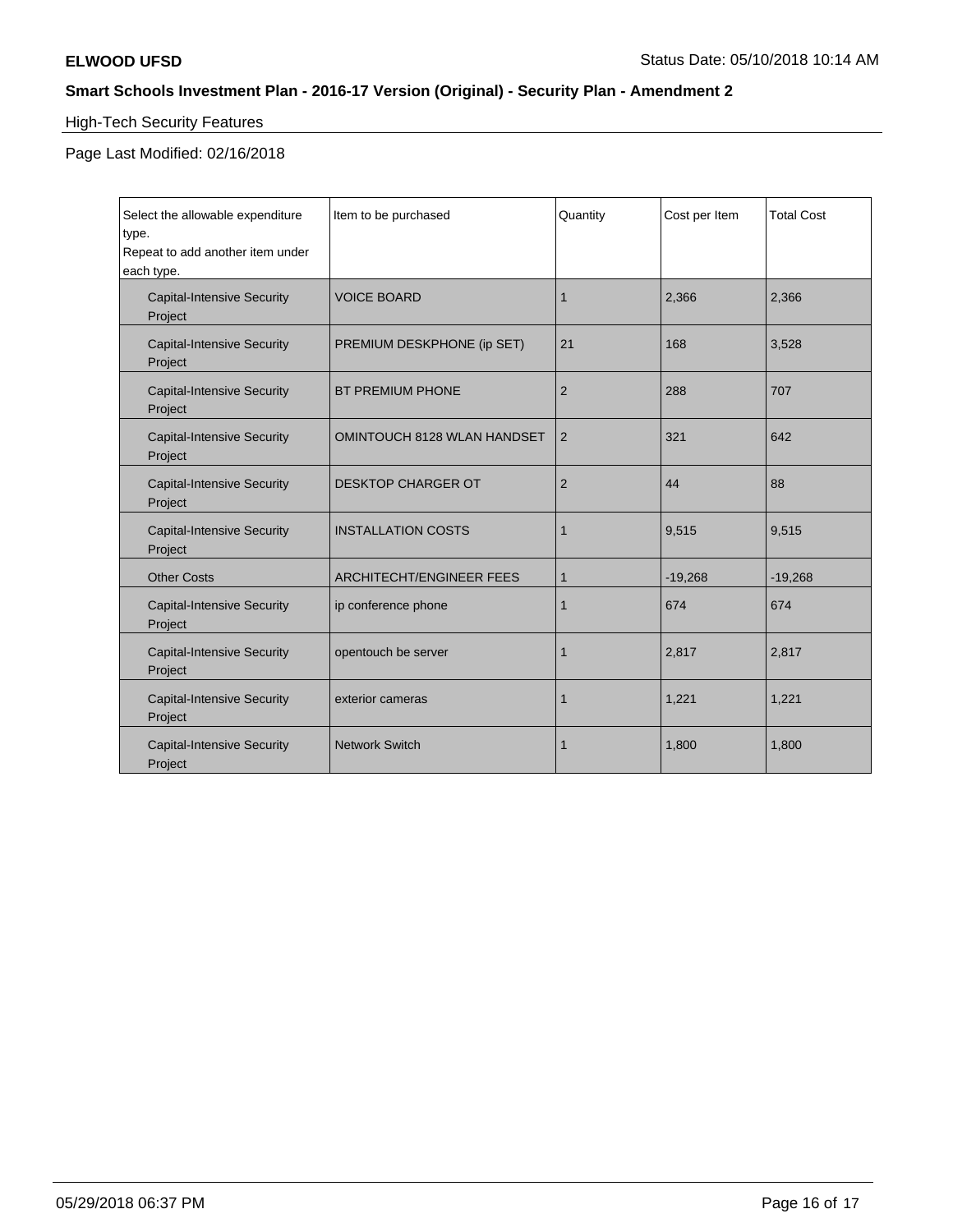**ELWOOD UFSD** Status Date: 05/10/2018 10:14 AM

**Smart Schools Investment Plan - 2016-17 Version (Original) - Security Plan - Amendment 2**

High-Tech Security Features

Page Last Modified: 02/16/2018

| Select the allowable expenditure type. Repeat to add another item under each type. | Item to be purchased | Quantity | Cost per Item | Total Cost |
|---|---|---|---|---|
| Capital-Intensive Security Project | VOICE BOARD | 1 | 2,366 | 2,366 |
| Capital-Intensive Security Project | PREMIUM DESKPHONE (ip SET) | 21 | 168 | 3,528 |
| Capital-Intensive Security Project | BT PREMIUM PHONE | 2 | 288 | 707 |
| Capital-Intensive Security Project | OMINTOUCH 8128 WLAN HANDSET | 2 | 321 | 642 |
| Capital-Intensive Security Project | DESKTOP CHARGER OT | 2 | 44 | 88 |
| Capital-Intensive Security Project | INSTALLATION COSTS | 1 | 9,515 | 9,515 |
| Other Costs | ARCHITECHT/ENGINEER FEES | 1 | -19,268 | -19,268 |
| Capital-Intensive Security Project | ip conference phone | 1 | 674 | 674 |
| Capital-Intensive Security Project | opentouch be server | 1 | 2,817 | 2,817 |
| Capital-Intensive Security Project | exterior cameras | 1 | 1,221 | 1,221 |
| Capital-Intensive Security Project | Network Switch | 1 | 1,800 | 1,800 |

05/29/2018 06:37 PM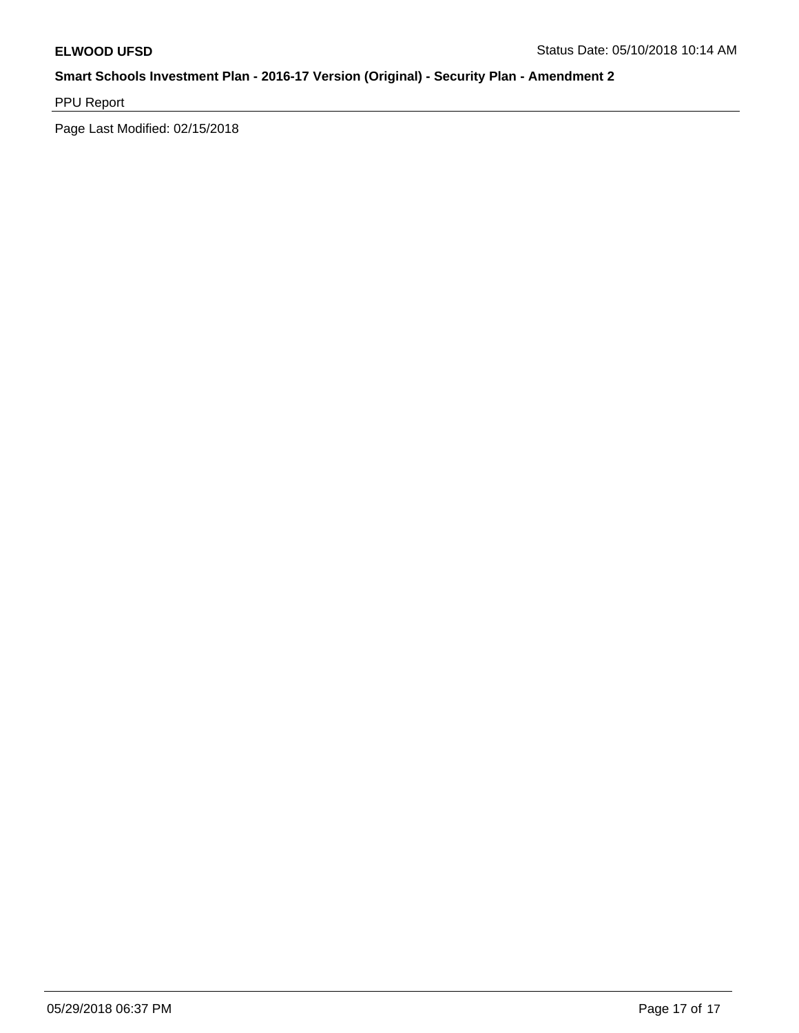PPU Report

Page Last Modified: 02/15/2018